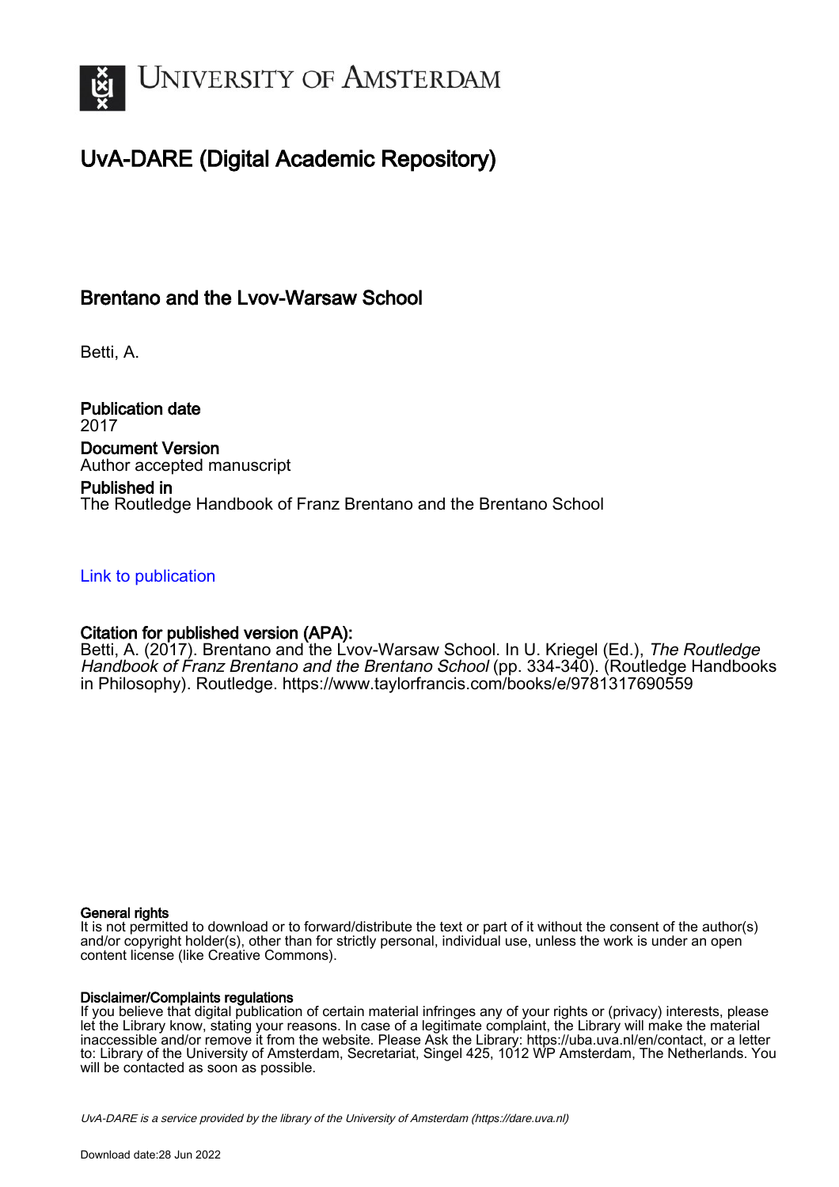# University of Amsterdam

## UvA-DARE (Digital Academic Repository)

### Brentano and the Lvov-Warsaw School

Betti, A.

**Publication date**
2017

**Document Version**
Author accepted manuscript

**Published in**
The Routledge Handbook of Franz Brentano and the Brentano School

Link to publication

**Citation for published version (APA):**
Betti, A. (2017). Brentano and the Lvov-Warsaw School. In U. Kriegel (Ed.), *The Routledge Handbook of Franz Brentano and the Brentano School* (pp. 334-340). (Routledge Handbooks in Philosophy). Routledge. https://www.taylorfrancis.com/books/e/9781317690559

**General rights**
It is not permitted to download or to forward/distribute the text or part of it without the consent of the author(s) and/or copyright holder(s), other than for strictly personal, individual use, unless the work is under an open content license (like Creative Commons).

**Disclaimer/Complaints regulations**
If you believe that digital publication of certain material infringes any of your rights or (privacy) interests, please let the Library know, stating your reasons. In case of a legitimate complaint, the Library will make the material inaccessible and/or remove it from the website. Please Ask the Library: https://uba.uva.nl/en/contact, or a letter to: Library of the University of Amsterdam, Secretariat, Singel 425, 1012 WP Amsterdam, The Netherlands. You will be contacted as soon as possible.

UvA-DARE is a service provided by the library of the University of Amsterdam (https://dare.uva.nl)

Download date:28 Jun 2022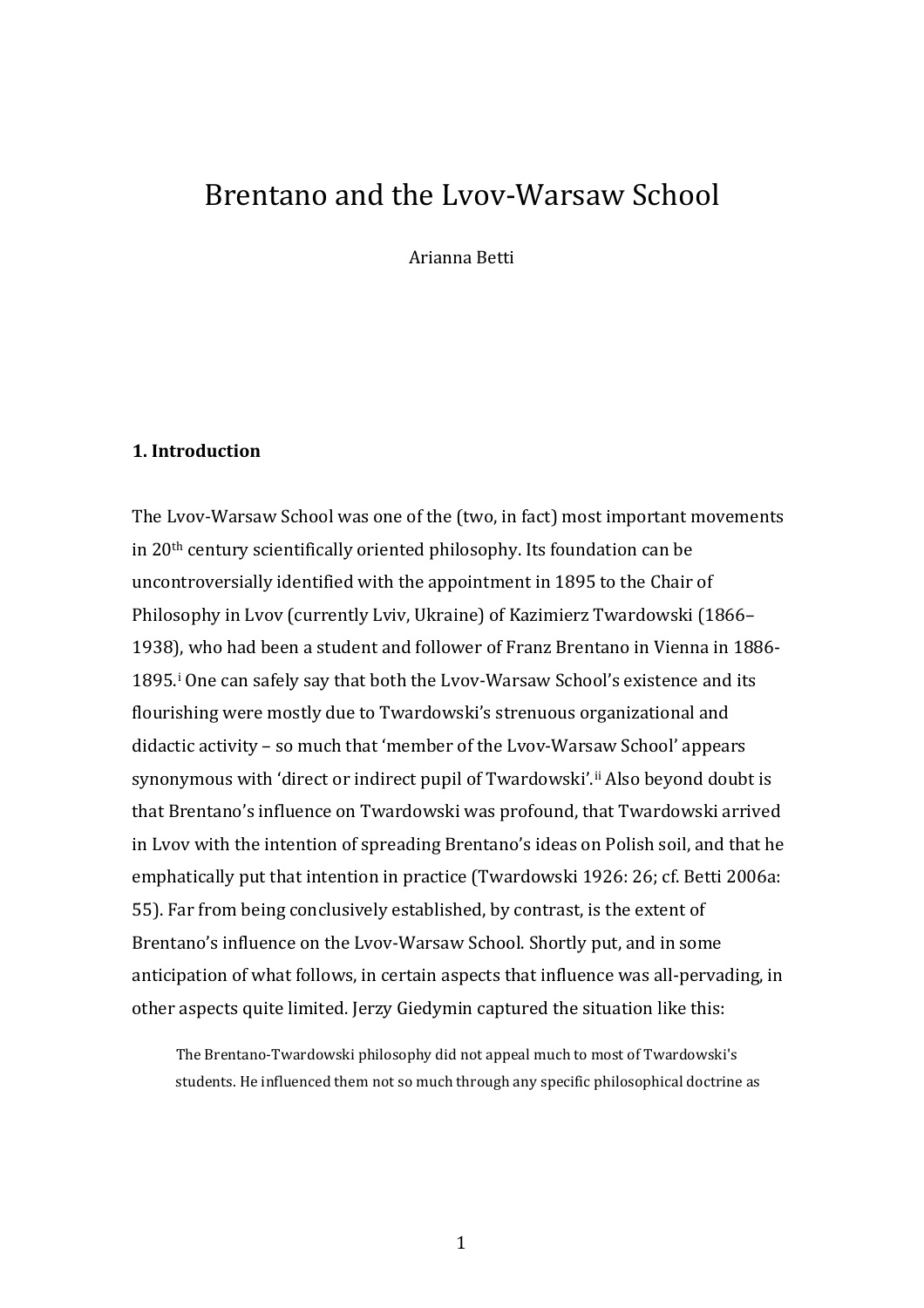# Brentano and the Lvov-Warsaw School

Arianna Betti

## 1. Introduction

The Lvov-Warsaw School was one of the (two, in fact) most important movements in 20$^{th}$ century scientifically oriented philosophy. Its foundation can be uncontroversially identified with the appointment in 1895 to the Chair of Philosophy in Lvov (currently Lviv, Ukraine) of Kazimierz Twardowski (1866–1938), who had been a student and follower of Franz Brentano in Vienna in 1886-1895.[i] One can safely say that both the Lvov-Warsaw School's existence and its flourishing were mostly due to Twardowski's strenuous organizational and didactic activity – so much that 'member of the Lvov-Warsaw School' appears synonymous with 'direct or indirect pupil of Twardowski'.[ii] Also beyond doubt is that Brentano's influence on Twardowski was profound, that Twardowski arrived in Lvov with the intention of spreading Brentano's ideas on Polish soil, and that he emphatically put that intention in practice (Twardowski 1926: 26; cf. Betti 2006a: 55). Far from being conclusively established, by contrast, is the extent of Brentano's influence on the Lvov-Warsaw School. Shortly put, and in some anticipation of what follows, in certain aspects that influence was all-pervading, in other aspects quite limited. Jerzy Giedymin captured the situation like this:

> The Brentano-Twardowski philosophy did not appeal much to most of Twardowski's students. He influenced them not so much through any specific philosophical doctrine as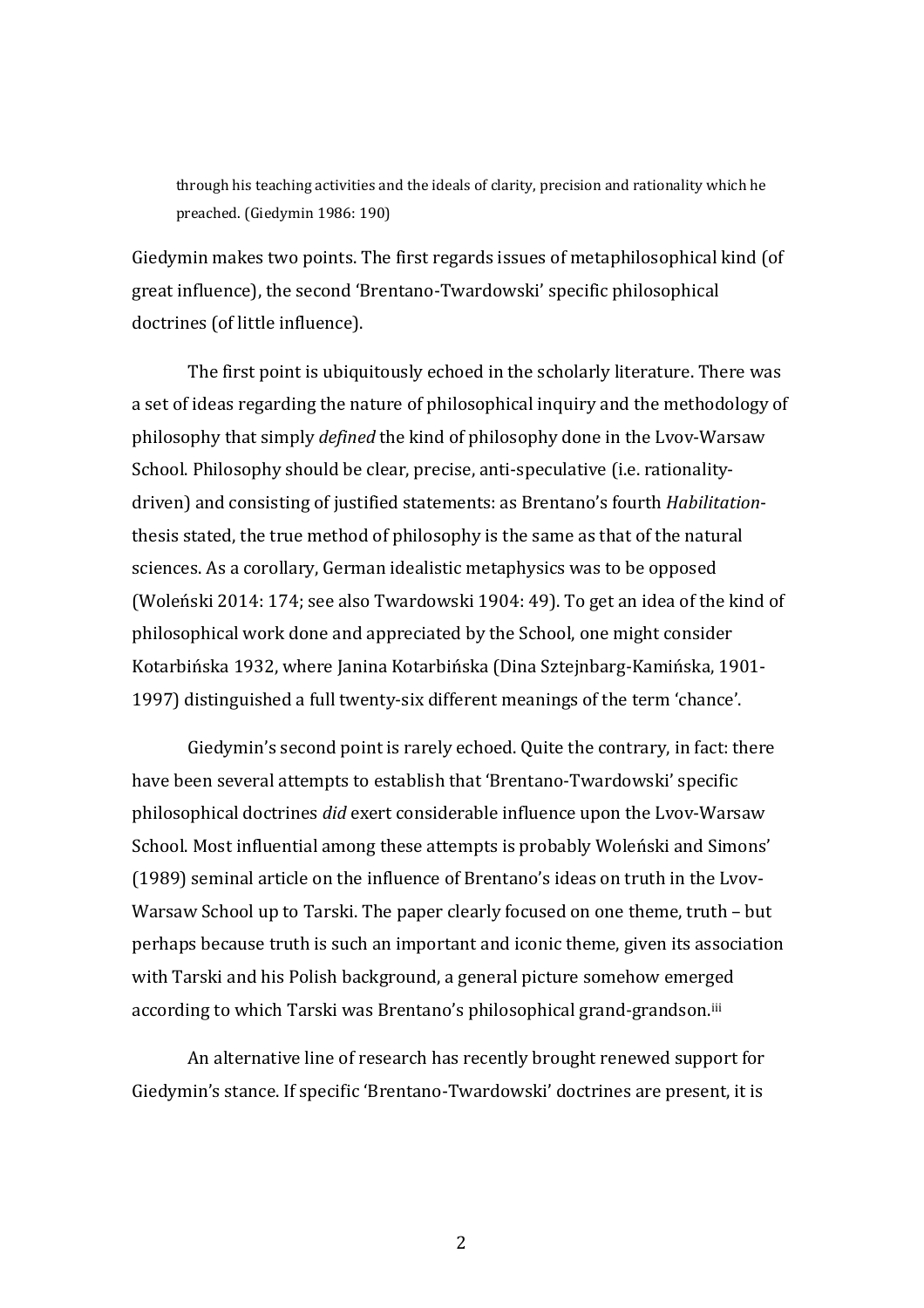> through his teaching activities and the ideals of clarity, precision and rationality which he preached. (Giedymin 1986: 190)

Giedymin makes two points. The first regards issues of metaphilosophical kind (of great influence), the second 'Brentano-Twardowski' specific philosophical doctrines (of little influence).

The first point is ubiquitously echoed in the scholarly literature. There was a set of ideas regarding the nature of philosophical inquiry and the methodology of philosophy that simply *defined* the kind of philosophy done in the Lvov-Warsaw School. Philosophy should be clear, precise, anti-speculative (i.e. rationality-driven) and consisting of justified statements: as Brentano's fourth *Habilitation*-thesis stated, the true method of philosophy is the same as that of the natural sciences. As a corollary, German idealistic metaphysics was to be opposed (Woleński 2014: 174; see also Twardowski 1904: 49). To get an idea of the kind of philosophical work done and appreciated by the School, one might consider Kotarbińska 1932, where Janina Kotarbińska (Dina Sztejnbarg-Kamińska, 1901-1997) distinguished a full twenty-six different meanings of the term 'chance'.

Giedymin's second point is rarely echoed. Quite the contrary, in fact: there have been several attempts to establish that 'Brentano-Twardowski' specific philosophical doctrines *did* exert considerable influence upon the Lvov-Warsaw School. Most influential among these attempts is probably Woleński and Simons' (1989) seminal article on the influence of Brentano's ideas on truth in the Lvov-Warsaw School up to Tarski. The paper clearly focused on one theme, truth – but perhaps because truth is such an important and iconic theme, given its association with Tarski and his Polish background, a general picture somehow emerged according to which Tarski was Brentano's philosophical grand-grandson.[iii]

An alternative line of research has recently brought renewed support for Giedymin's stance. If specific 'Brentano-Twardowski' doctrines are present, it is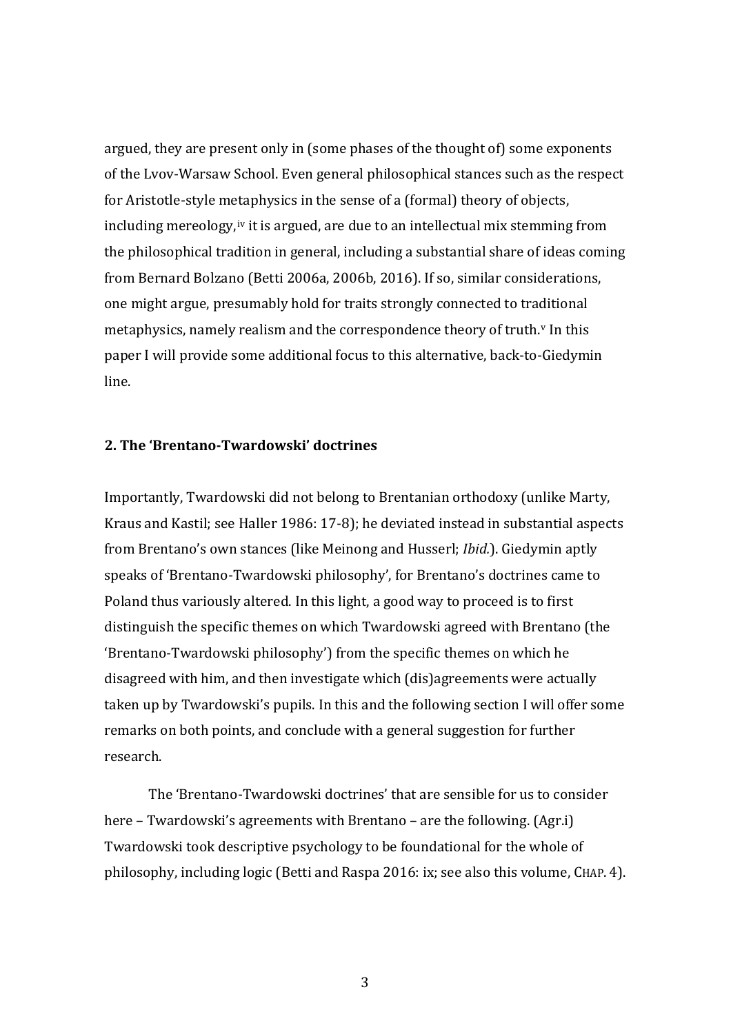argued, they are present only in (some phases of the thought of) some exponents of the Lvov-Warsaw School. Even general philosophical stances such as the respect for Aristotle-style metaphysics in the sense of a (formal) theory of objects, including mereology,[iv] it is argued, are due to an intellectual mix stemming from the philosophical tradition in general, including a substantial share of ideas coming from Bernard Bolzano (Betti 2006a, 2006b, 2016). If so, similar considerations, one might argue, presumably hold for traits strongly connected to traditional metaphysics, namely realism and the correspondence theory of truth.[v] In this paper I will provide some additional focus to this alternative, back-to-Giedymin line.

## 2. The 'Brentano-Twardowski' doctrines

Importantly, Twardowski did not belong to Brentanian orthodoxy (unlike Marty, Kraus and Kastil; see Haller 1986: 17-8); he deviated instead in substantial aspects from Brentano's own stances (like Meinong and Husserl; *Ibid.*). Giedymin aptly speaks of 'Brentano-Twardowski philosophy', for Brentano's doctrines came to Poland thus variously altered. In this light, a good way to proceed is to first distinguish the specific themes on which Twardowski agreed with Brentano (the 'Brentano-Twardowski philosophy') from the specific themes on which he disagreed with him, and then investigate which (dis)agreements were actually taken up by Twardowski's pupils. In this and the following section I will offer some remarks on both points, and conclude with a general suggestion for further research.

The 'Brentano-Twardowski doctrines' that are sensible for us to consider here – Twardowski's agreements with Brentano – are the following. (Agr.i) Twardowski took descriptive psychology to be foundational for the whole of philosophy, including logic (Betti and Raspa 2016: ix; see also this volume, CHAP. 4).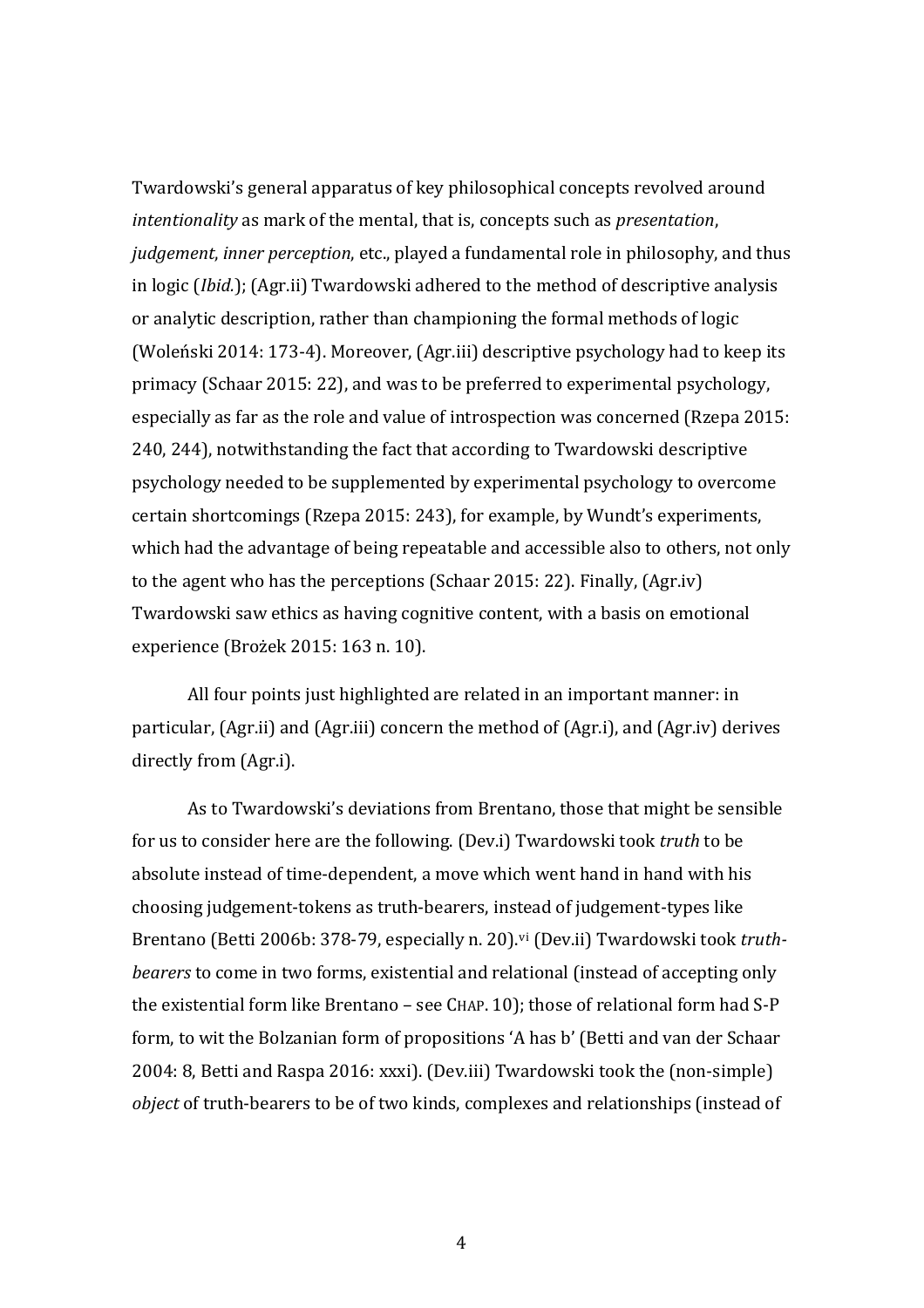Twardowski's general apparatus of key philosophical concepts revolved around *intentionality* as mark of the mental, that is, concepts such as *presentation*, *judgement*, *inner perception*, etc., played a fundamental role in philosophy, and thus in logic (*Ibid.*); (Agr.ii) Twardowski adhered to the method of descriptive analysis or analytic description, rather than championing the formal methods of logic (Woleński 2014: 173-4). Moreover, (Agr.iii) descriptive psychology had to keep its primacy (Schaar 2015: 22), and was to be preferred to experimental psychology, especially as far as the role and value of introspection was concerned (Rzepa 2015: 240, 244), notwithstanding the fact that according to Twardowski descriptive psychology needed to be supplemented by experimental psychology to overcome certain shortcomings (Rzepa 2015: 243), for example, by Wundt's experiments, which had the advantage of being repeatable and accessible also to others, not only to the agent who has the perceptions (Schaar 2015: 22). Finally, (Agr.iv) Twardowski saw ethics as having cognitive content, with a basis on emotional experience (Brożek 2015: 163 n. 10).

All four points just highlighted are related in an important manner: in particular, (Agr.ii) and (Agr.iii) concern the method of (Agr.i), and (Agr.iv) derives directly from (Agr.i).

As to Twardowski's deviations from Brentano, those that might be sensible for us to consider here are the following. (Dev.i) Twardowski took *truth* to be absolute instead of time-dependent, a move which went hand in hand with his choosing judgement-tokens as truth-bearers, instead of judgement-types like Brentano (Betti 2006b: 378-79, especially n. 20).[vi] (Dev.ii) Twardowski took *truth-bearers* to come in two forms, existential and relational (instead of accepting only the existential form like Brentano – see CHAP. 10); those of relational form had S-P form, to wit the Bolzanian form of propositions 'A has b' (Betti and van der Schaar 2004: 8, Betti and Raspa 2016: xxxi). (Dev.iii) Twardowski took the (non-simple) *object* of truth-bearers to be of two kinds, complexes and relationships (instead of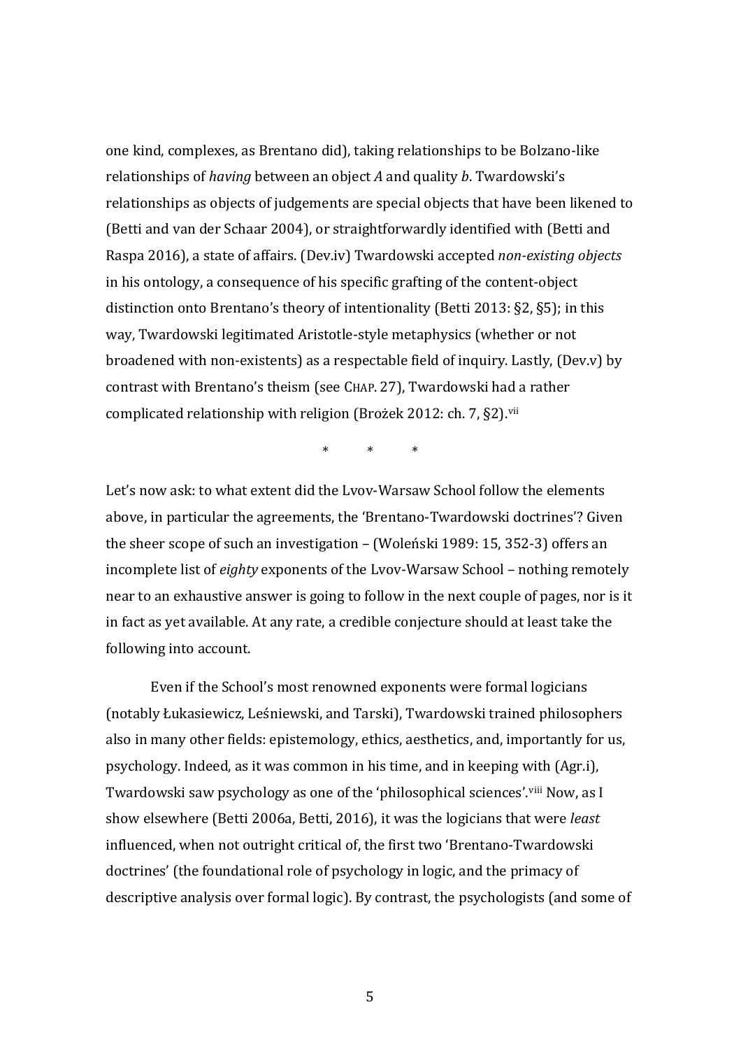one kind, complexes, as Brentano did), taking relationships to be Bolzano-like relationships of *having* between an object *A* and quality *b*. Twardowski's relationships as objects of judgements are special objects that have been likened to (Betti and van der Schaar 2004), or straightforwardly identified with (Betti and Raspa 2016), a state of affairs. (Dev.iv) Twardowski accepted *non-existing objects* in his ontology, a consequence of his specific grafting of the content-object distinction onto Brentano's theory of intentionality (Betti 2013: §2, §5); in this way, Twardowski legitimated Aristotle-style metaphysics (whether or not broadened with non-existents) as a respectable field of inquiry. Lastly, (Dev.v) by contrast with Brentano's theism (see CHAP. 27), Twardowski had a rather complicated relationship with religion (Brożek 2012: ch. 7, §2).[vii]

\* \* \*

Let's now ask: to what extent did the Lvov-Warsaw School follow the elements above, in particular the agreements, the 'Brentano-Twardowski doctrines'? Given the sheer scope of such an investigation – (Woleński 1989: 15, 352-3) offers an incomplete list of *eighty* exponents of the Lvov-Warsaw School – nothing remotely near to an exhaustive answer is going to follow in the next couple of pages, nor is it in fact as yet available. At any rate, a credible conjecture should at least take the following into account.

Even if the School's most renowned exponents were formal logicians (notably Łukasiewicz, Leśniewski, and Tarski), Twardowski trained philosophers also in many other fields: epistemology, ethics, aesthetics, and, importantly for us, psychology. Indeed, as it was common in his time, and in keeping with (Agr.i), Twardowski saw psychology as one of the 'philosophical sciences'.[viii] Now, as I show elsewhere (Betti 2006a, Betti, 2016), it was the logicians that were *least* influenced, when not outright critical of, the first two 'Brentano-Twardowski doctrines' (the foundational role of psychology in logic, and the primacy of descriptive analysis over formal logic). By contrast, the psychologists (and some of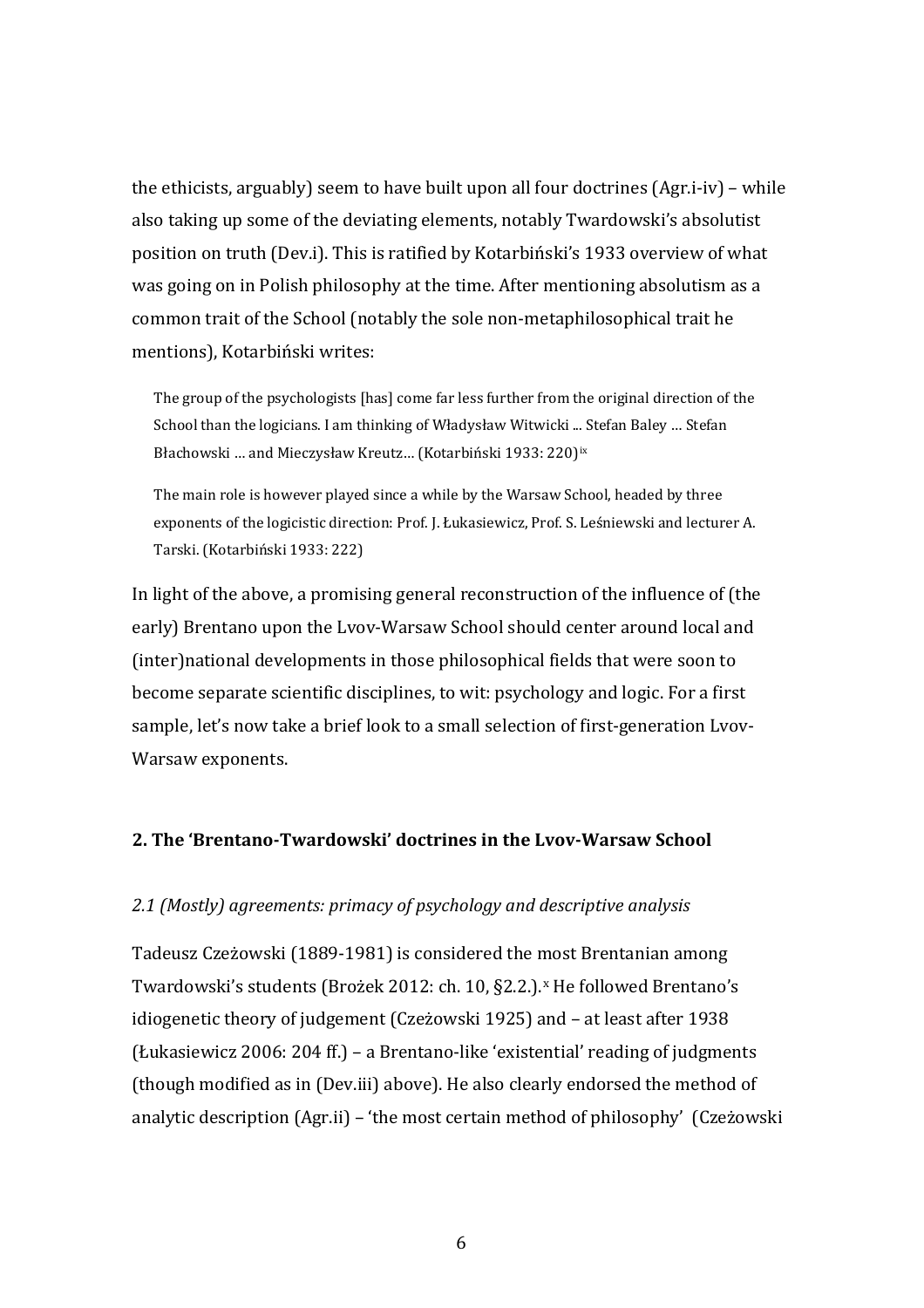the ethicists, arguably) seem to have built upon all four doctrines (Agr.i-iv) – while also taking up some of the deviating elements, notably Twardowski's absolutist position on truth (Dev.i). This is ratified by Kotarbiński's 1933 overview of what was going on in Polish philosophy at the time. After mentioning absolutism as a common trait of the School (notably the sole non-metaphilosophical trait he mentions), Kotarbiński writes:

> The group of the psychologists [has] come far less further from the original direction of the School than the logicians. I am thinking of Władysław Witwicki ... Stefan Baley … Stefan Błachowski … and Mieczysław Kreutz… (Kotarbiński 1933: 220)[ix]

> The main role is however played since a while by the Warsaw School, headed by three exponents of the logicistic direction: Prof. J. Łukasiewicz, Prof. S. Leśniewski and lecturer A. Tarski. (Kotarbiński 1933: 222)

In light of the above, a promising general reconstruction of the influence of (the early) Brentano upon the Lvov-Warsaw School should center around local and (inter)national developments in those philosophical fields that were soon to become separate scientific disciplines, to wit: psychology and logic. For a first sample, let's now take a brief look to a small selection of first-generation Lvov-Warsaw exponents.

## 2. The 'Brentano-Twardowski' doctrines in the Lvov-Warsaw School

### *2.1 (Mostly) agreements: primacy of psychology and descriptive analysis*

Tadeusz Czeżowski (1889-1981) is considered the most Brentanian among Twardowski's students (Brożek 2012: ch. 10, §2.2.).[x] He followed Brentano's idiogenetic theory of judgement (Czeżowski 1925) and – at least after 1938 (Łukasiewicz 2006: 204 ff.) – a Brentano-like 'existential' reading of judgments (though modified as in (Dev.iii) above). He also clearly endorsed the method of analytic description (Agr.ii) – 'the most certain method of philosophy' (Czeżowski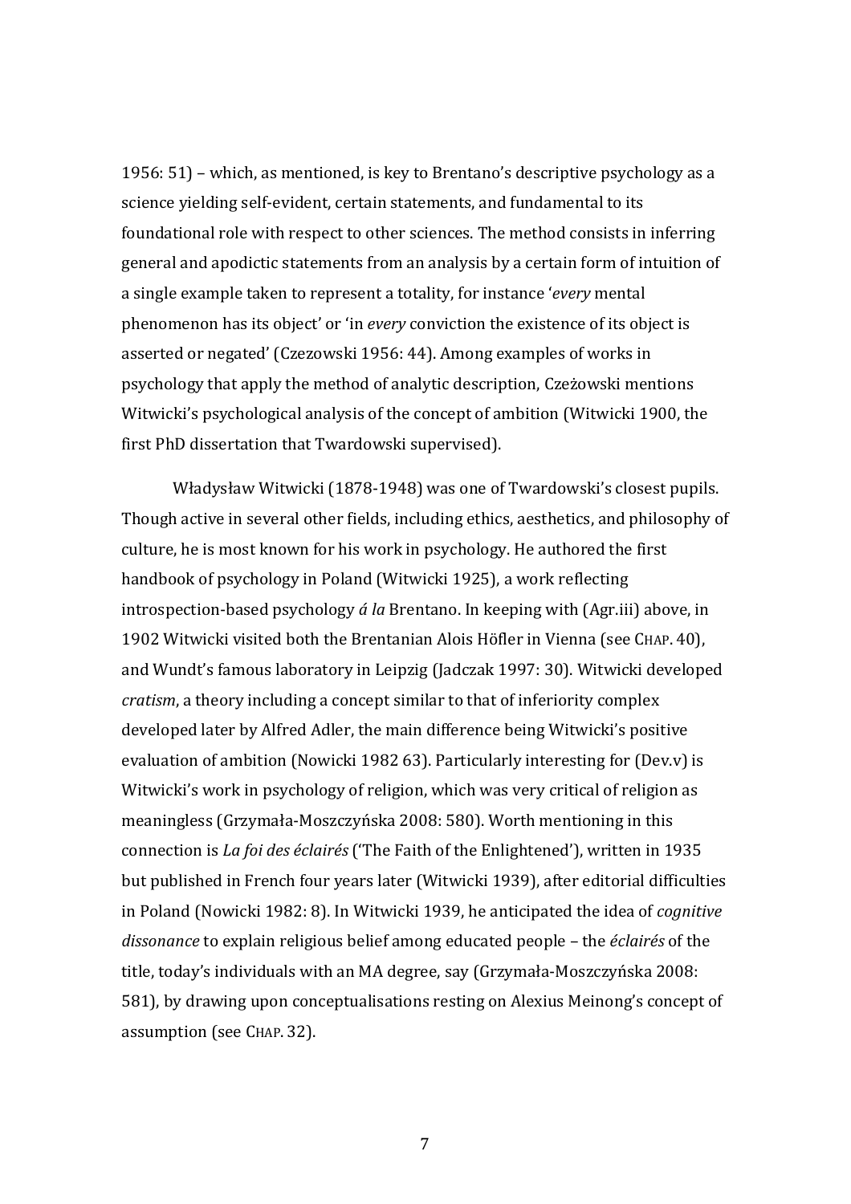1956: 51) – which, as mentioned, is key to Brentano's descriptive psychology as a science yielding self-evident, certain statements, and fundamental to its foundational role with respect to other sciences. The method consists in inferring general and apodictic statements from an analysis by a certain form of intuition of a single example taken to represent a totality, for instance '*every* mental phenomenon has its object' or 'in *every* conviction the existence of its object is asserted or negated' (Czezowski 1956: 44). Among examples of works in psychology that apply the method of analytic description, Czeżowski mentions Witwicki's psychological analysis of the concept of ambition (Witwicki 1900, the first PhD dissertation that Twardowski supervised).

Władysław Witwicki (1878-1948) was one of Twardowski's closest pupils. Though active in several other fields, including ethics, aesthetics, and philosophy of culture, he is most known for his work in psychology. He authored the first handbook of psychology in Poland (Witwicki 1925), a work reflecting introspection-based psychology *á la* Brentano. In keeping with (Agr.iii) above, in 1902 Witwicki visited both the Brentanian Alois Höfler in Vienna (see CHAP. 40), and Wundt's famous laboratory in Leipzig (Jadczak 1997: 30). Witwicki developed *cratism*, a theory including a concept similar to that of inferiority complex developed later by Alfred Adler, the main difference being Witwicki's positive evaluation of ambition (Nowicki 1982 63). Particularly interesting for (Dev.v) is Witwicki's work in psychology of religion, which was very critical of religion as meaningless (Grzymała-Moszczyńska 2008: 580). Worth mentioning in this connection is *La foi des éclairés* ('The Faith of the Enlightened'), written in 1935 but published in French four years later (Witwicki 1939), after editorial difficulties in Poland (Nowicki 1982: 8). In Witwicki 1939, he anticipated the idea of *cognitive dissonance* to explain religious belief among educated people – the *éclairés* of the title, today's individuals with an MA degree, say (Grzymała-Moszczyńska 2008: 581), by drawing upon conceptualisations resting on Alexius Meinong's concept of assumption (see CHAP. 32).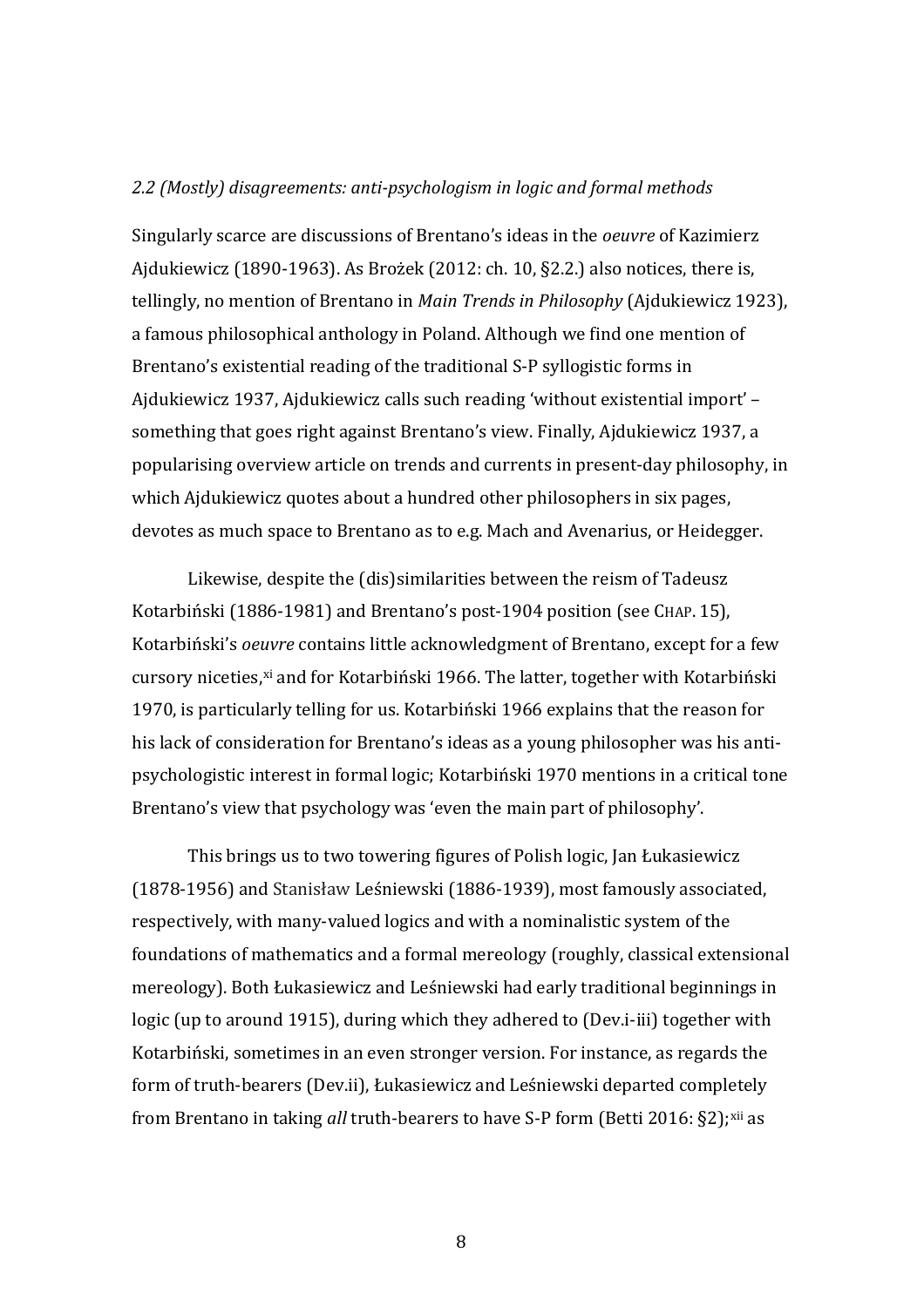*2.2 (Mostly) disagreements: anti-psychologism in logic and formal methods*

Singularly scarce are discussions of Brentano's ideas in the *oeuvre* of Kazimierz Ajdukiewicz (1890-1963). As Brożek (2012: ch. 10, §2.2.) also notices, there is, tellingly, no mention of Brentano in *Main Trends in Philosophy* (Ajdukiewicz 1923), a famous philosophical anthology in Poland. Although we find one mention of Brentano's existential reading of the traditional S-P syllogistic forms in Ajdukiewicz 1937, Ajdukiewicz calls such reading 'without existential import' – something that goes right against Brentano's view. Finally, Ajdukiewicz 1937, a popularising overview article on trends and currents in present-day philosophy, in which Ajdukiewicz quotes about a hundred other philosophers in six pages, devotes as much space to Brentano as to e.g. Mach and Avenarius, or Heidegger.

Likewise, despite the (dis)similarities between the reism of Tadeusz Kotarbiński (1886-1981) and Brentano's post-1904 position (see CHAP. 15), Kotarbiński's *oeuvre* contains little acknowledgment of Brentano, except for a few cursory niceties,[xi] and for Kotarbiński 1966. The latter, together with Kotarbiński 1970, is particularly telling for us. Kotarbiński 1966 explains that the reason for his lack of consideration for Brentano's ideas as a young philosopher was his anti-psychologistic interest in formal logic; Kotarbiński 1970 mentions in a critical tone Brentano's view that psychology was 'even the main part of philosophy'.

This brings us to two towering figures of Polish logic, Jan Łukasiewicz (1878-1956) and Stanisław Leśniewski (1886-1939), most famously associated, respectively, with many-valued logics and with a nominalistic system of the foundations of mathematics and a formal mereology (roughly, classical extensional mereology). Both Łukasiewicz and Leśniewski had early traditional beginnings in logic (up to around 1915), during which they adhered to (Dev.i-iii) together with Kotarbiński, sometimes in an even stronger version. For instance, as regards the form of truth-bearers (Dev.ii), Łukasiewicz and Leśniewski departed completely from Brentano in taking *all* truth-bearers to have S-P form (Betti 2016: §2);[xii] as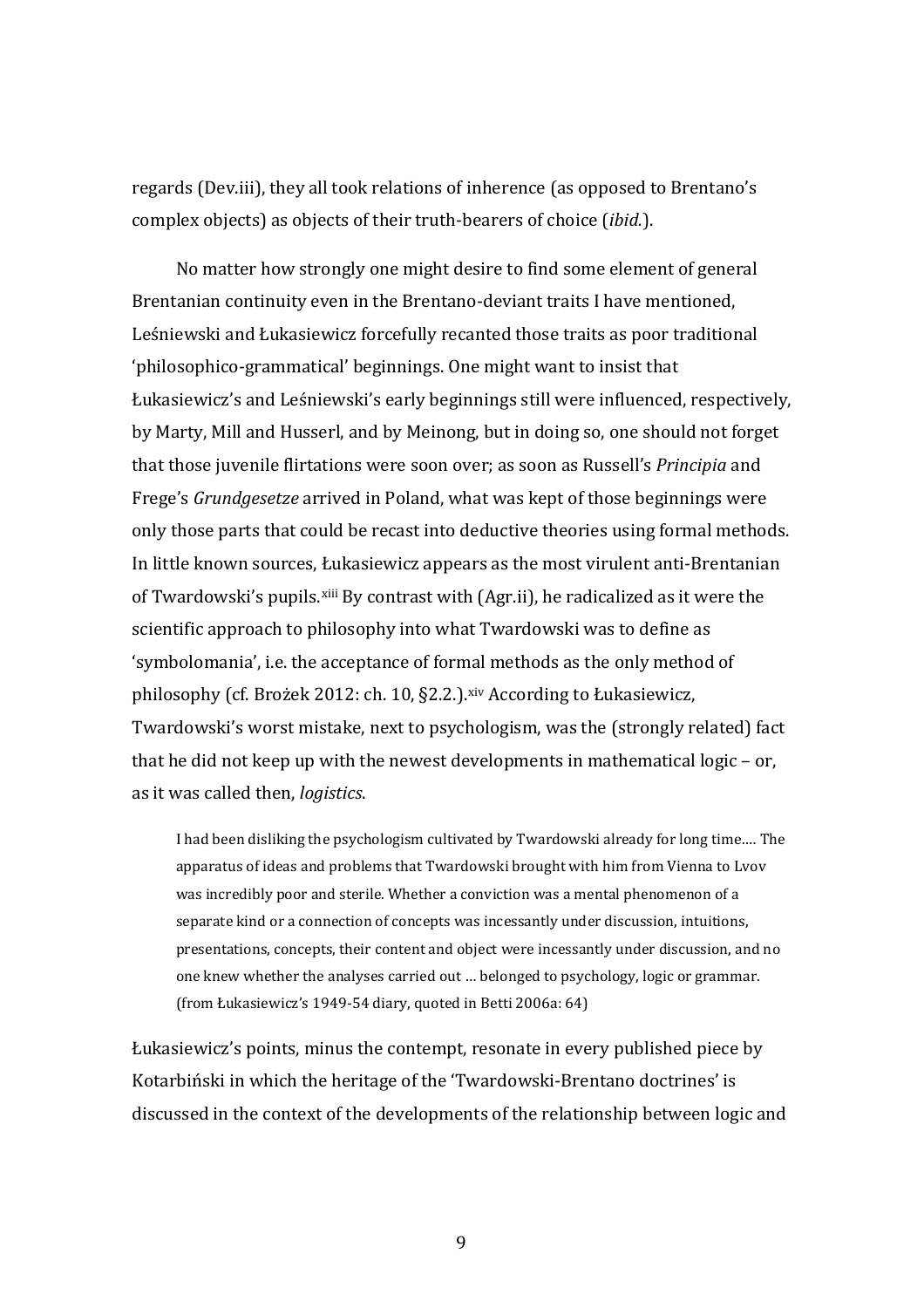regards (Dev.iii), they all took relations of inherence (as opposed to Brentano's complex objects) as objects of their truth-bearers of choice (*ibid.*).

No matter how strongly one might desire to find some element of general Brentanian continuity even in the Brentano-deviant traits I have mentioned, Leśniewski and Łukasiewicz forcefully recanted those traits as poor traditional 'philosophico-grammatical' beginnings. One might want to insist that Łukasiewicz's and Leśniewski's early beginnings still were influenced, respectively, by Marty, Mill and Husserl, and by Meinong, but in doing so, one should not forget that those juvenile flirtations were soon over; as soon as Russell's *Principia* and Frege's *Grundgesetze* arrived in Poland, what was kept of those beginnings were only those parts that could be recast into deductive theories using formal methods. In little known sources, Łukasiewicz appears as the most virulent anti-Brentanian of Twardowski's pupils.[xiii] By contrast with (Agr.ii), he radicalized as it were the scientific approach to philosophy into what Twardowski was to define as 'symbolomania', i.e. the acceptance of formal methods as the only method of philosophy (cf. Brożek 2012: ch. 10, §2.2.).[xiv] According to Łukasiewicz, Twardowski's worst mistake, next to psychologism, was the (strongly related) fact that he did not keep up with the newest developments in mathematical logic – or, as it was called then, *logistics*.

> I had been disliking the psychologism cultivated by Twardowski already for long time.... The apparatus of ideas and problems that Twardowski brought with him from Vienna to Lvov was incredibly poor and sterile. Whether a conviction was a mental phenomenon of a separate kind or a connection of concepts was incessantly under discussion, intuitions, presentations, concepts, their content and object were incessantly under discussion, and no one knew whether the analyses carried out … belonged to psychology, logic or grammar. (from Łukasiewicz's 1949-54 diary, quoted in Betti 2006a: 64)

Łukasiewicz's points, minus the contempt, resonate in every published piece by Kotarbiński in which the heritage of the 'Twardowski-Brentano doctrines' is discussed in the context of the developments of the relationship between logic and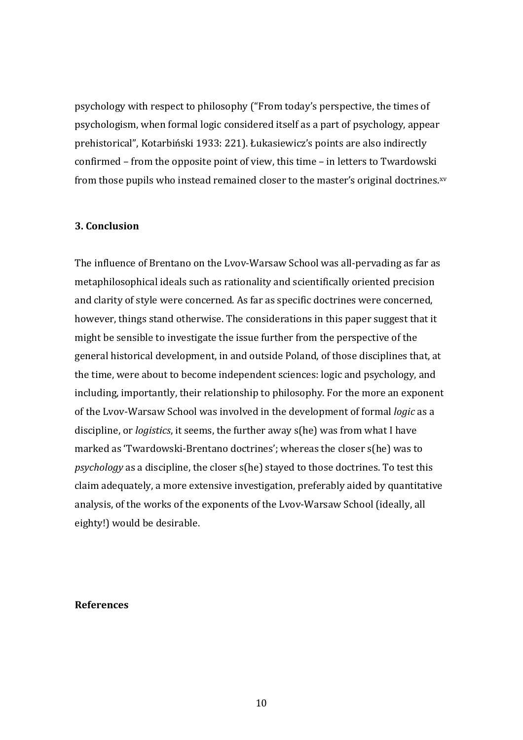psychology with respect to philosophy ("From today's perspective, the times of psychologism, when formal logic considered itself as a part of psychology, appear prehistorical", Kotarbiński 1933: 221). Łukasiewicz's points are also indirectly confirmed – from the opposite point of view, this time – in letters to Twardowski from those pupils who instead remained closer to the master's original doctrines.[xv]

### 3. Conclusion

The influence of Brentano on the Lvov-Warsaw School was all-pervading as far as metaphilosophical ideals such as rationality and scientifically oriented precision and clarity of style were concerned. As far as specific doctrines were concerned, however, things stand otherwise. The considerations in this paper suggest that it might be sensible to investigate the issue further from the perspective of the general historical development, in and outside Poland, of those disciplines that, at the time, were about to become independent sciences: logic and psychology, and including, importantly, their relationship to philosophy. For the more an exponent of the Lvov-Warsaw School was involved in the development of formal *logic* as a discipline, or *logistics*, it seems, the further away s(he) was from what I have marked as 'Twardowski-Brentano doctrines'; whereas the closer s(he) was to *psychology* as a discipline, the closer s(he) stayed to those doctrines. To test this claim adequately, a more extensive investigation, preferably aided by quantitative analysis, of the works of the exponents of the Lvov-Warsaw School (ideally, all eighty!) would be desirable.

### References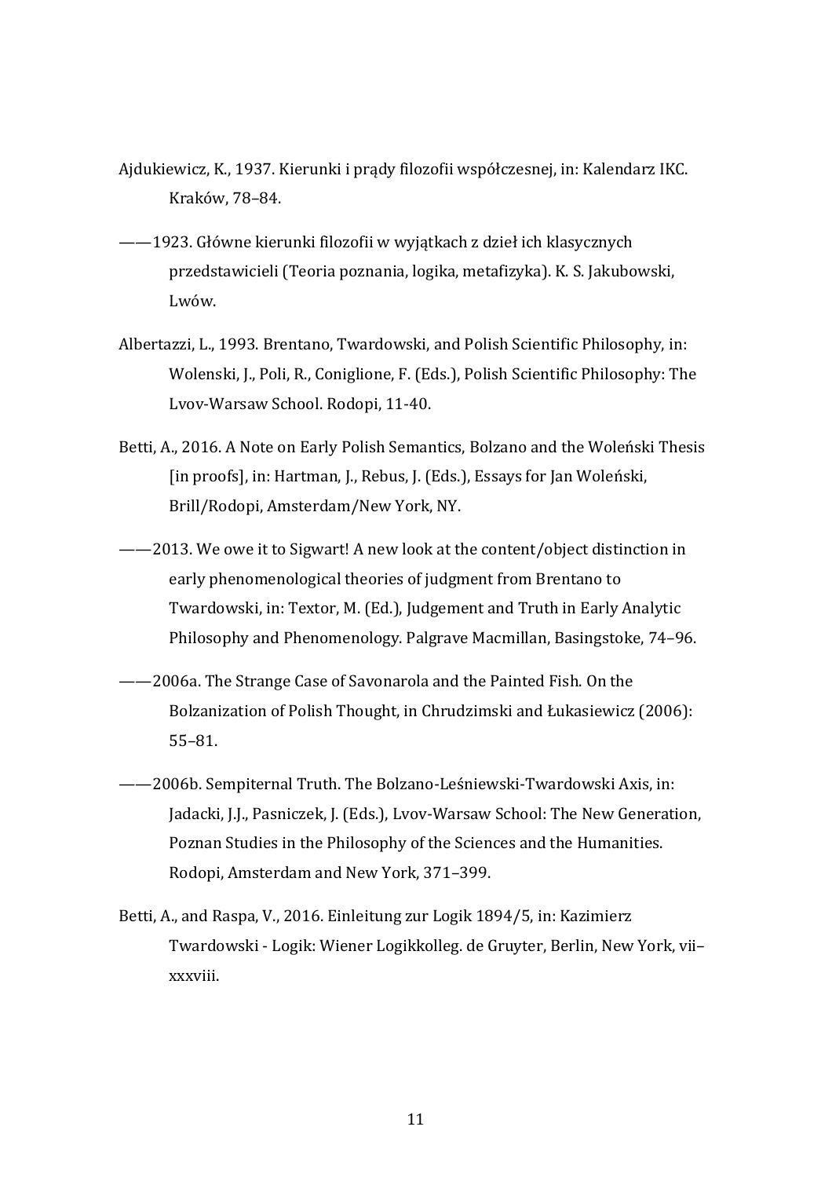Ajdukiewicz, K., 1937. Kierunki i prądy filozofii współczesnej, in: Kalendarz IKC. Kraków, 78–84.

——1923. Główne kierunki filozofii w wyjątkach z dzieł ich klasycznych przedstawicieli (Teoria poznania, logika, metafizyka). K. S. Jakubowski, Lwów.

Albertazzi, L., 1993. Brentano, Twardowski, and Polish Scientific Philosophy, in: Wolenski, J., Poli, R., Coniglione, F. (Eds.), Polish Scientific Philosophy: The Lvov-Warsaw School. Rodopi, 11-40.

Betti, A., 2016. A Note on Early Polish Semantics, Bolzano and the Woleński Thesis [in proofs], in: Hartman, J., Rebus, J. (Eds.), Essays for Jan Woleński, Brill/Rodopi, Amsterdam/New York, NY.

——2013. We owe it to Sigwart! A new look at the content/object distinction in early phenomenological theories of judgment from Brentano to Twardowski, in: Textor, M. (Ed.), Judgement and Truth in Early Analytic Philosophy and Phenomenology. Palgrave Macmillan, Basingstoke, 74–96.

——2006a. The Strange Case of Savonarola and the Painted Fish. On the Bolzanization of Polish Thought, in Chrudzimski and Łukasiewicz (2006): 55–81.

——2006b. Sempiternal Truth. The Bolzano-Leśniewski-Twardowski Axis, in: Jadacki, J.J., Pasniczek, J. (Eds.), Lvov-Warsaw School: The New Generation, Poznan Studies in the Philosophy of the Sciences and the Humanities. Rodopi, Amsterdam and New York, 371–399.

Betti, A., and Raspa, V., 2016. Einleitung zur Logik 1894/5, in: Kazimierz Twardowski - Logik: Wiener Logikkolleg. de Gruyter, Berlin, New York, vii–xxxviii.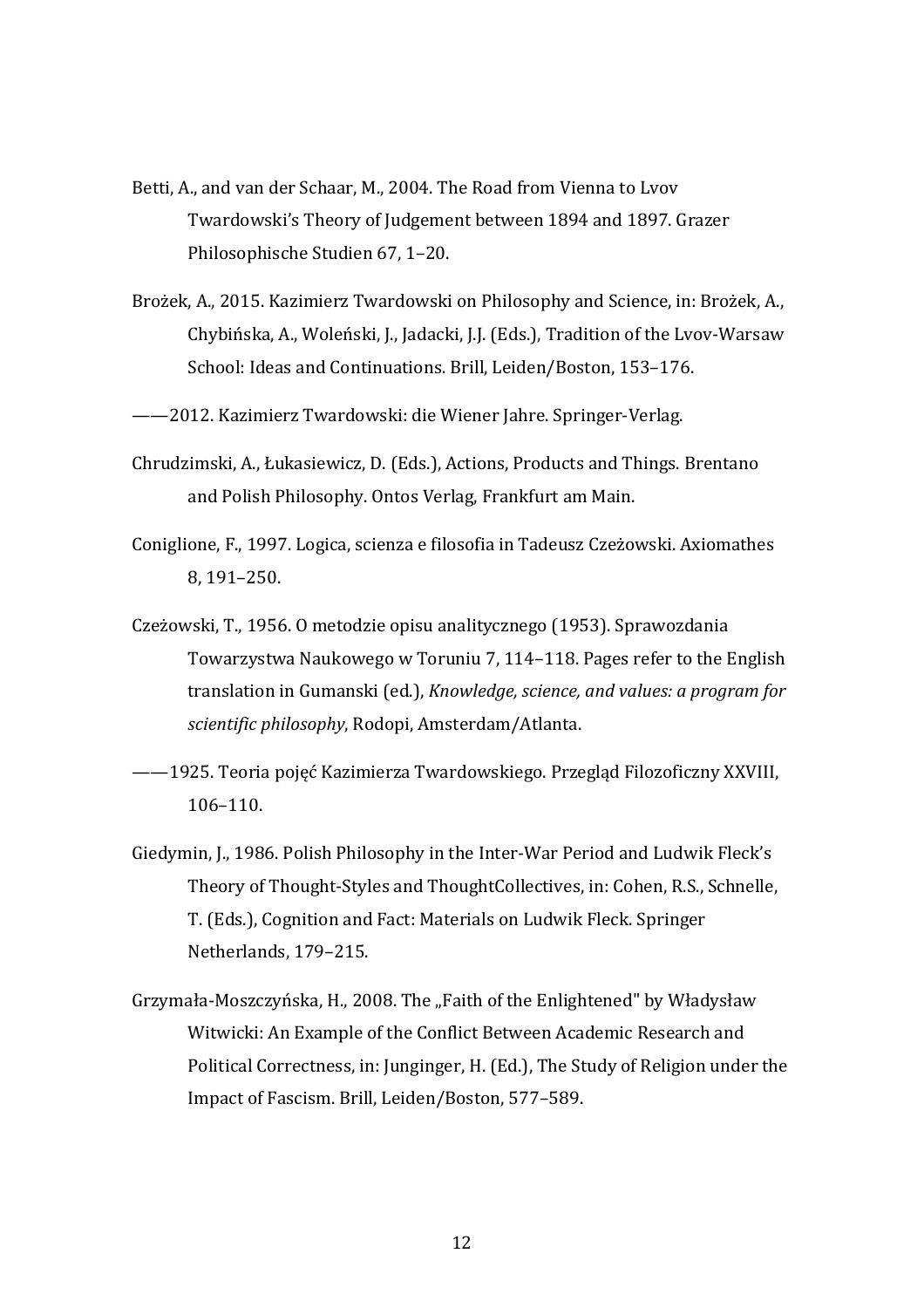Betti, A., and van der Schaar, M., 2004. The Road from Vienna to Lvov Twardowski's Theory of Judgement between 1894 and 1897. Grazer Philosophische Studien 67, 1–20.

Brożek, A., 2015. Kazimierz Twardowski on Philosophy and Science, in: Brożek, A., Chybińska, A., Woleński, J., Jadacki, J.J. (Eds.), Tradition of the Lvov-Warsaw School: Ideas and Continuations. Brill, Leiden/Boston, 153–176.

——2012. Kazimierz Twardowski: die Wiener Jahre. Springer-Verlag.

Chrudzimski, A., Łukasiewicz, D. (Eds.), Actions, Products and Things. Brentano and Polish Philosophy. Ontos Verlag, Frankfurt am Main.

Coniglione, F., 1997. Logica, scienza e filosofia in Tadeusz Czeżowski. Axiomathes 8, 191–250.

Czeżowski, T., 1956. O metodzie opisu analitycznego (1953). Sprawozdania Towarzystwa Naukowego w Toruniu 7, 114–118. Pages refer to the English translation in Gumanski (ed.), *Knowledge, science, and values: a program for scientific philosophy*, Rodopi, Amsterdam/Atlanta.

——1925. Teoria pojęć Kazimierza Twardowskiego. Przegląd Filozoficzny XXVIII, 106–110.

Giedymin, J., 1986. Polish Philosophy in the Inter-War Period and Ludwik Fleck's Theory of Thought-Styles and ThoughtCollectives, in: Cohen, R.S., Schnelle, T. (Eds.), Cognition and Fact: Materials on Ludwik Fleck. Springer Netherlands, 179–215.

Grzymała-Moszczyńska, H., 2008. The „Faith of the Enlightened" by Władysław Witwicki: An Example of the Conflict Between Academic Research and Political Correctness, in: Junginger, H. (Ed.), The Study of Religion under the Impact of Fascism. Brill, Leiden/Boston, 577–589.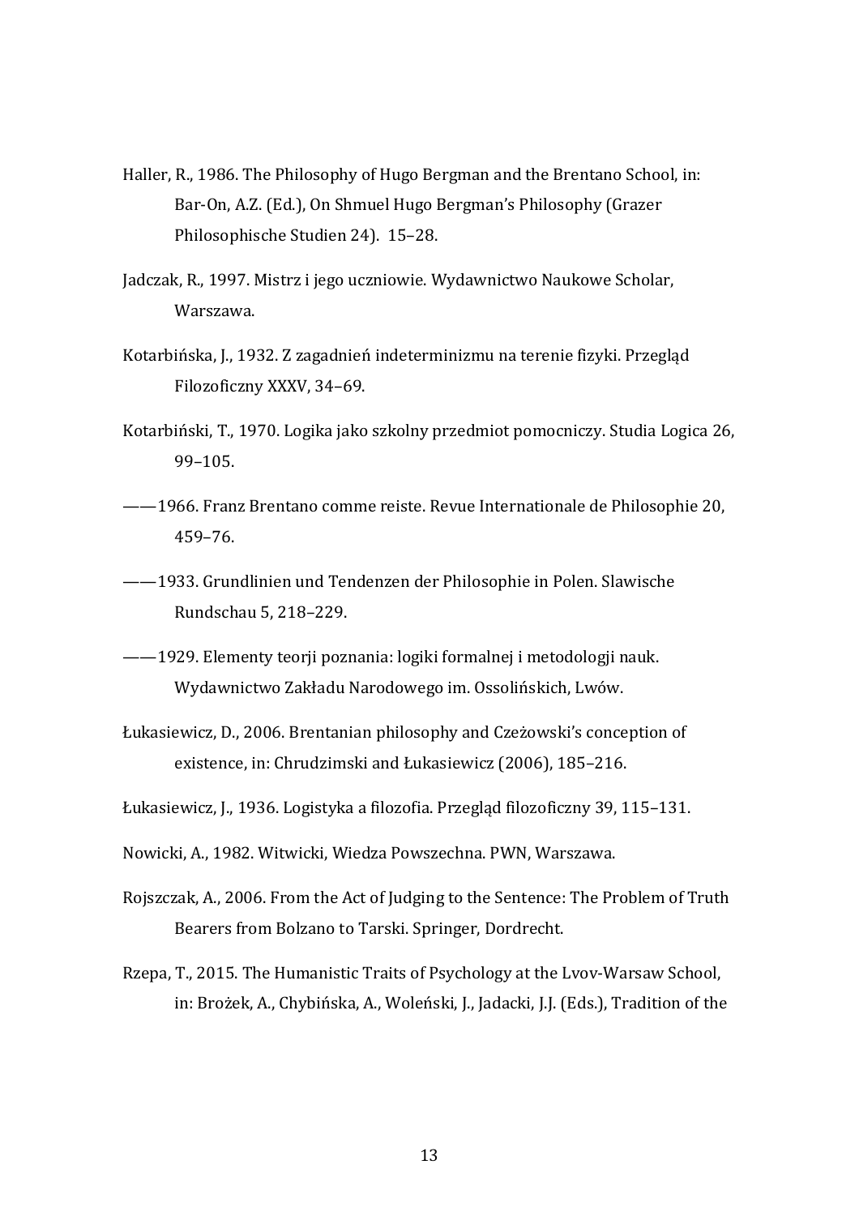Haller, R., 1986. The Philosophy of Hugo Bergman and the Brentano School, in: Bar-On, A.Z. (Ed.), On Shmuel Hugo Bergman's Philosophy (Grazer Philosophische Studien 24). 15–28.

Jadczak, R., 1997. Mistrz i jego uczniowie. Wydawnictwo Naukowe Scholar, Warszawa.

Kotarbińska, J., 1932. Z zagadnień indeterminizmu na terenie fizyki. Przegląd Filozoficzny XXXV, 34–69.

Kotarbiński, T., 1970. Logika jako szkolny przedmiot pomocniczy. Studia Logica 26, 99–105.

——1966. Franz Brentano comme reiste. Revue Internationale de Philosophie 20, 459–76.

——1933. Grundlinien und Tendenzen der Philosophie in Polen. Slawische Rundschau 5, 218–229.

——1929. Elementy teorji poznania: logiki formalnej i metodologji nauk. Wydawnictwo Zakładu Narodowego im. Ossolińskich, Lwów.

Łukasiewicz, D., 2006. Brentanian philosophy and Czeżowski's conception of existence, in: Chrudzimski and Łukasiewicz (2006), 185–216.

Łukasiewicz, J., 1936. Logistyka a filozofia. Przegląd filozoficzny 39, 115–131.

Nowicki, A., 1982. Witwicki, Wiedza Powszechna. PWN, Warszawa.

Rojszczak, A., 2006. From the Act of Judging to the Sentence: The Problem of Truth Bearers from Bolzano to Tarski. Springer, Dordrecht.

Rzepa, T., 2015. The Humanistic Traits of Psychology at the Lvov-Warsaw School, in: Brożek, A., Chybińska, A., Woleński, J., Jadacki, J.J. (Eds.), Tradition of the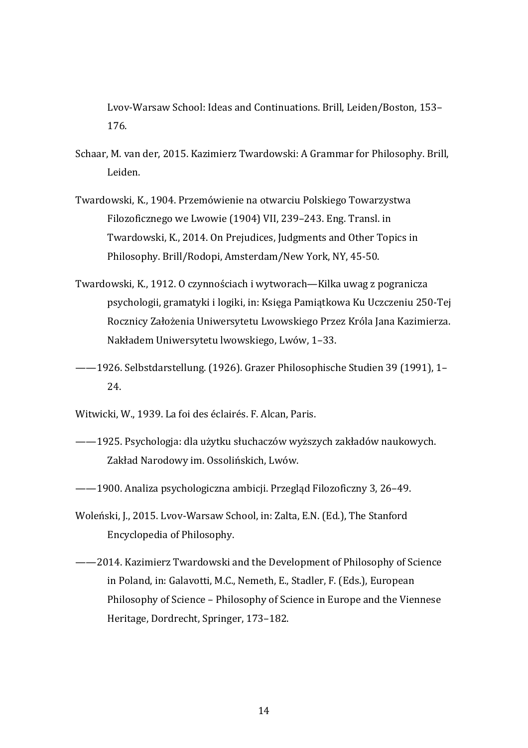Lvov-Warsaw School: Ideas and Continuations. Brill, Leiden/Boston, 153–176.

Schaar, M. van der, 2015. Kazimierz Twardowski: A Grammar for Philosophy. Brill, Leiden.

Twardowski, K., 1904. Przemówienie na otwarciu Polskiego Towarzystwa Filozoficznego we Lwowie (1904) VII, 239–243. Eng. Transl. in Twardowski, K., 2014. On Prejudices, Judgments and Other Topics in Philosophy. Brill/Rodopi, Amsterdam/New York, NY, 45-50.

Twardowski, K., 1912. O czynnościach i wytworach—Kilka uwag z pogranicza psychologii, gramatyki i logiki, in: Księga Pamiątkowa Ku Uczczeniu 250-Tej Rocznicy Założenia Uniwersytetu Lwowskiego Przez Króla Jana Kazimierza. Nakładem Uniwersytetu lwowskiego, Lwów, 1–33.

——1926. Selbstdarstellung. (1926). Grazer Philosophische Studien 39 (1991), 1–24.

Witwicki, W., 1939. La foi des éclairés. F. Alcan, Paris.

——1925. Psychologja: dla użytku słuchaczów wyższych zakładów naukowych. Zakład Narodowy im. Ossolińskich, Lwów.

——1900. Analiza psychologiczna ambicji. Przegląd Filozoficzny 3, 26–49.

Woleński, J., 2015. Lvov-Warsaw School, in: Zalta, E.N. (Ed.), The Stanford Encyclopedia of Philosophy.

——2014. Kazimierz Twardowski and the Development of Philosophy of Science in Poland, in: Galavotti, M.C., Nemeth, E., Stadler, F. (Eds.), European Philosophy of Science – Philosophy of Science in Europe and the Viennese Heritage, Dordrecht, Springer, 173–182.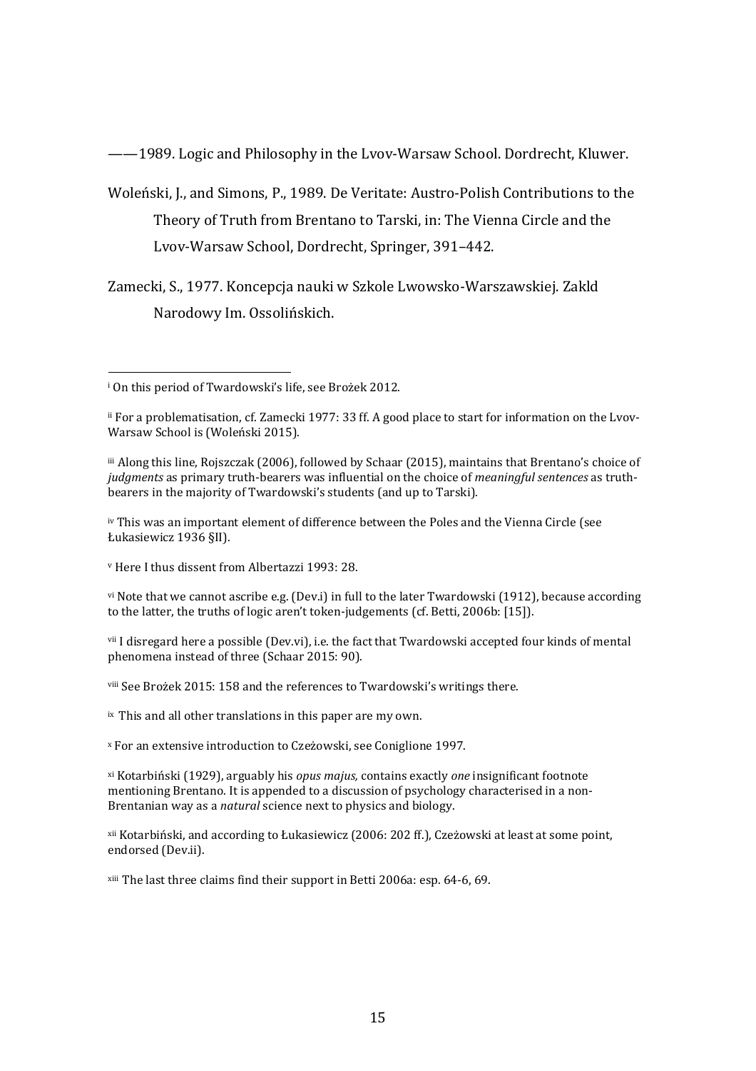——1989. Logic and Philosophy in the Lvov-Warsaw School. Dordrecht, Kluwer.

Woleński, J., and Simons, P., 1989. De Veritate: Austro-Polish Contributions to the Theory of Truth from Brentano to Tarski, in: The Vienna Circle and the Lvov-Warsaw School, Dordrecht, Springer, 391–442.

Zamecki, S., 1977. Koncepcja nauki w Szkole Lwowsko-Warszawskiej. Zakld Narodowy Im. Ossolińskich.

---

[i] On this period of Twardowski's life, see Brożek 2012.

[ii] For a problematisation, cf. Zamecki 1977: 33 ff. A good place to start for information on the Lvov-Warsaw School is (Woleński 2015).

[iii] Along this line, Rojszczak (2006), followed by Schaar (2015), maintains that Brentano's choice of *judgments* as primary truth-bearers was influential on the choice of *meaningful sentences* as truth-bearers in the majority of Twardowski's students (and up to Tarski).

[iv] This was an important element of difference between the Poles and the Vienna Circle (see Łukasiewicz 1936 §II).

[v] Here I thus dissent from Albertazzi 1993: 28.

[vi] Note that we cannot ascribe e.g. (Dev.i) in full to the later Twardowski (1912), because according to the latter, the truths of logic aren't token-judgements (cf. Betti, 2006b: [15]).

[vii] I disregard here a possible (Dev.vi), i.e. the fact that Twardowski accepted four kinds of mental phenomena instead of three (Schaar 2015: 90).

[viii] See Brożek 2015: 158 and the references to Twardowski's writings there.

[ix] This and all other translations in this paper are my own.

[x] For an extensive introduction to Czeżowski, see Coniglione 1997.

[xi] Kotarbiński (1929), arguably his *opus majus,* contains exactly *one* insignificant footnote mentioning Brentano. It is appended to a discussion of psychology characterised in a non-Brentanian way as a *natural* science next to physics and biology.

[xii] Kotarbiński, and according to Łukasiewicz (2006: 202 ff.), Czeżowski at least at some point, endorsed (Dev.ii).

[xiii] The last three claims find their support in Betti 2006a: esp. 64-6, 69.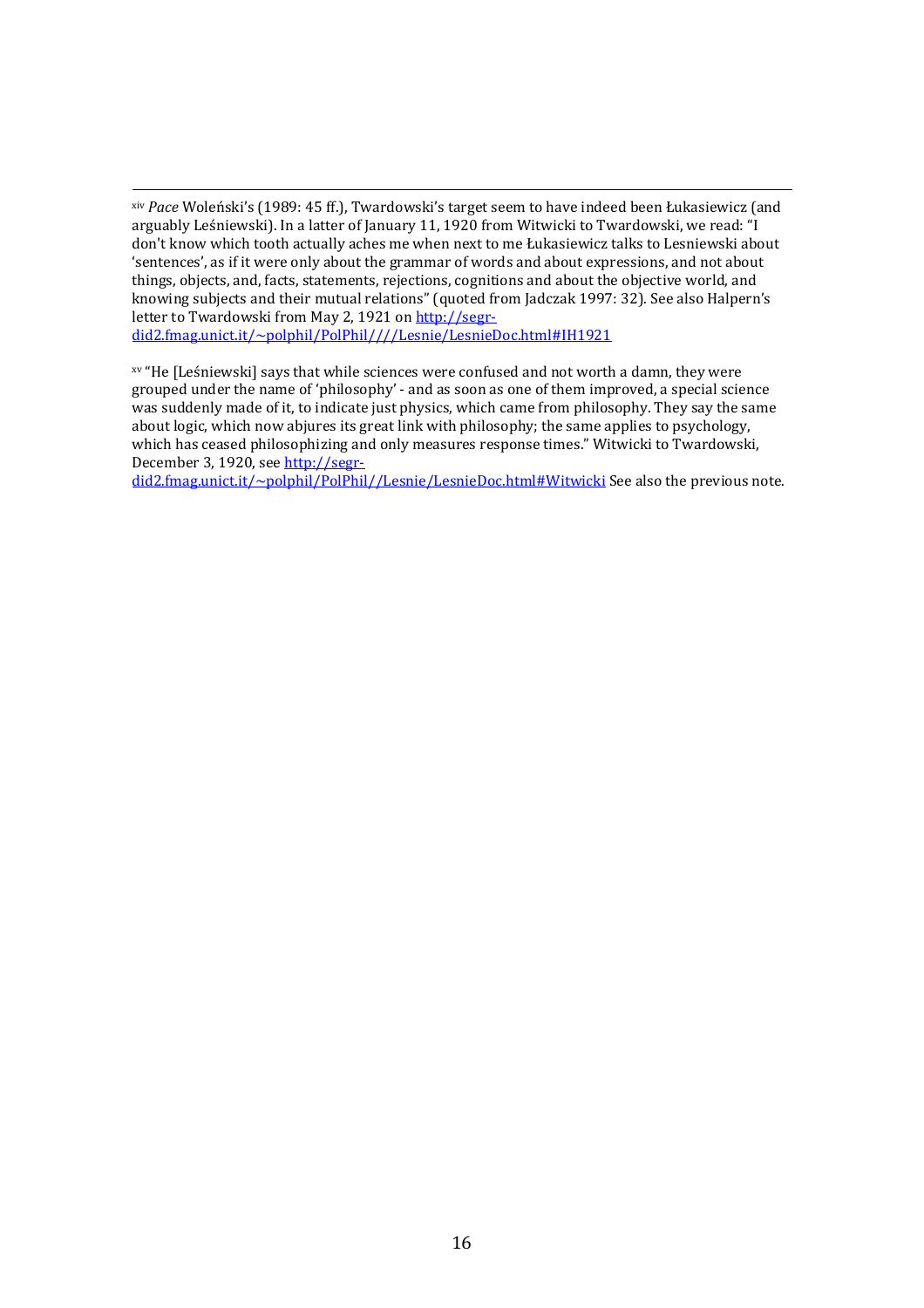[xiv] *Pace* Woleński's (1989: 45 ff.), Twardowski's target seem to have indeed been Łukasiewicz (and arguably Leśniewski). In a latter of January 11, 1920 from Witwicki to Twardowski, we read: "I don't know which tooth actually aches me when next to me Łukasiewicz talks to Lesniewski about 'sentences', as if it were only about the grammar of words and about expressions, and not about things, objects, and, facts, statements, rejections, cognitions and about the objective world, and knowing subjects and their mutual relations" (quoted from Jadczak 1997: 32). See also Halpern's letter to Twardowski from May 2, 1921 on [http://segr-did2.fmag.unict.it/~polphil/PolPhil////Lesnie/LesnieDoc.html#IH1921](http://segr-did2.fmag.unict.it/~polphil/PolPhil////Lesnie/LesnieDoc.html#IH1921)

[xv] "He [Leśniewski] says that while sciences were confused and not worth a damn, they were grouped under the name of 'philosophy' - and as soon as one of them improved, a special science was suddenly made of it, to indicate just physics, which came from philosophy. They say the same about logic, which now abjures its great link with philosophy; the same applies to psychology, which has ceased philosophizing and only measures response times." Witwicki to Twardowski, December 3, 1920, see [http://segr-did2.fmag.unict.it/~polphil/PolPhil//Lesnie/LesnieDoc.html#Witwicki](http://segr-did2.fmag.unict.it/~polphil/PolPhil//Lesnie/LesnieDoc.html#Witwicki) See also the previous note.